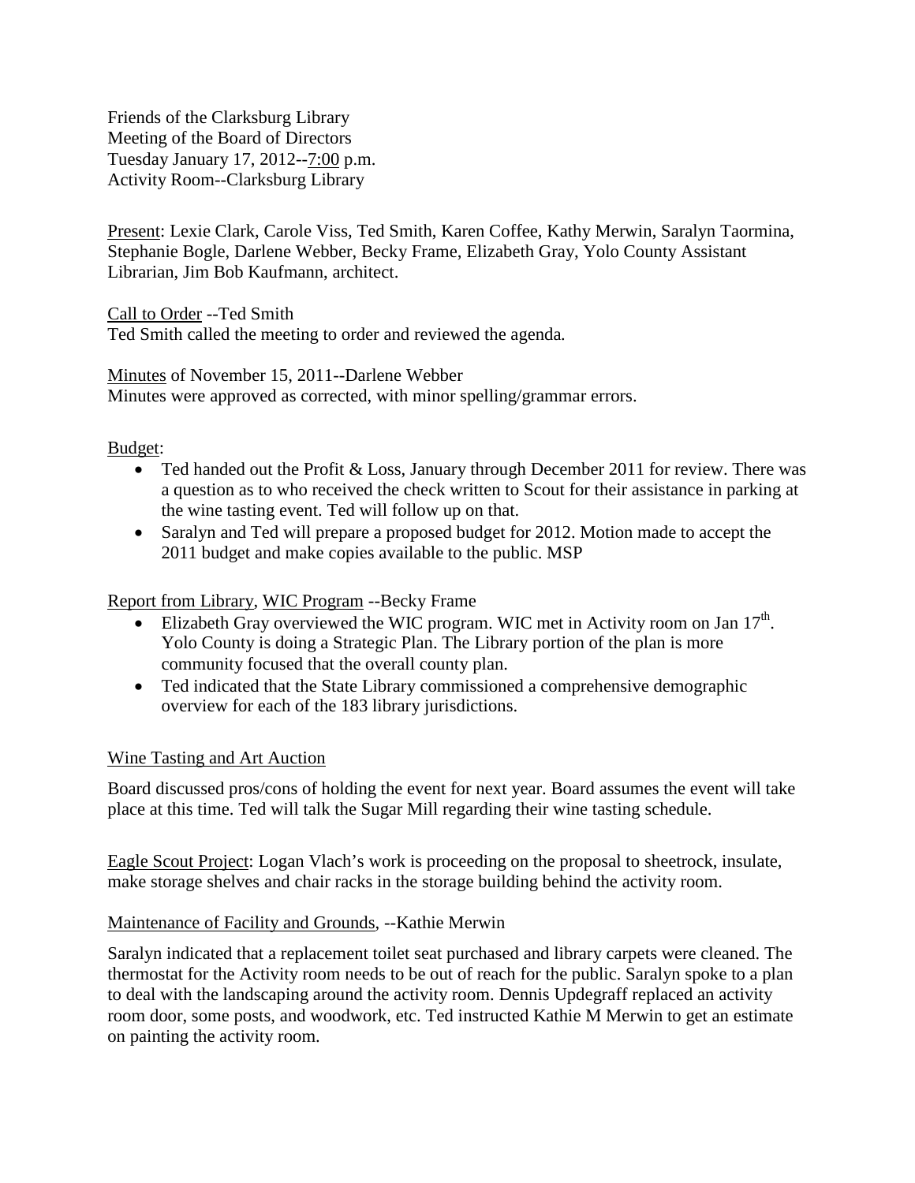Friends of the Clarksburg Library
Meeting of the Board of Directors
Tuesday January 17, 2012--7:00 p.m.
Activity Room--Clarksburg Library

Present: Lexie Clark, Carole Viss, Ted Smith, Karen Coffee, Kathy Merwin, Saralyn Taormina, Stephanie Bogle, Darlene Webber, Becky Frame, Elizabeth Gray, Yolo County Assistant Librarian, Jim Bob Kaufmann, architect.

Call to Order --Ted Smith
Ted Smith called the meeting to order and reviewed the agenda.

Minutes of November 15, 2011--Darlene Webber
Minutes were approved as corrected, with minor spelling/grammar errors.

Budget:

- Ted handed out the Profit & Loss, January through December 2011 for review. There was a question as to who received the check written to Scout for their assistance in parking at the wine tasting event. Ted will follow up on that.
- Saralyn and Ted will prepare a proposed budget for 2012. Motion made to accept the 2011 budget and make copies available to the public. MSP

Report from Library, WIC Program --Becky Frame

- Elizabeth Gray overviewed the WIC program. WIC met in Activity room on Jan 17th. Yolo County is doing a Strategic Plan. The Library portion of the plan is more community focused that the overall county plan.
- Ted indicated that the State Library commissioned a comprehensive demographic overview for each of the 183 library jurisdictions.

Wine Tasting and Art Auction

Board discussed pros/cons of holding the event for next year. Board assumes the event will take place at this time. Ted will talk the Sugar Mill regarding their wine tasting schedule.

Eagle Scout Project: Logan Vlach's work is proceeding on the proposal to sheetrock, insulate, make storage shelves and chair racks in the storage building behind the activity room.

Maintenance of Facility and Grounds, --Kathie Merwin

Saralyn indicated that a replacement toilet seat purchased and library carpets were cleaned. The thermostat for the Activity room needs to be out of reach for the public. Saralyn spoke to a plan to deal with the landscaping around the activity room. Dennis Updegraff replaced an activity room door, some posts, and woodwork, etc. Ted instructed Kathie M Merwin to get an estimate on painting the activity room.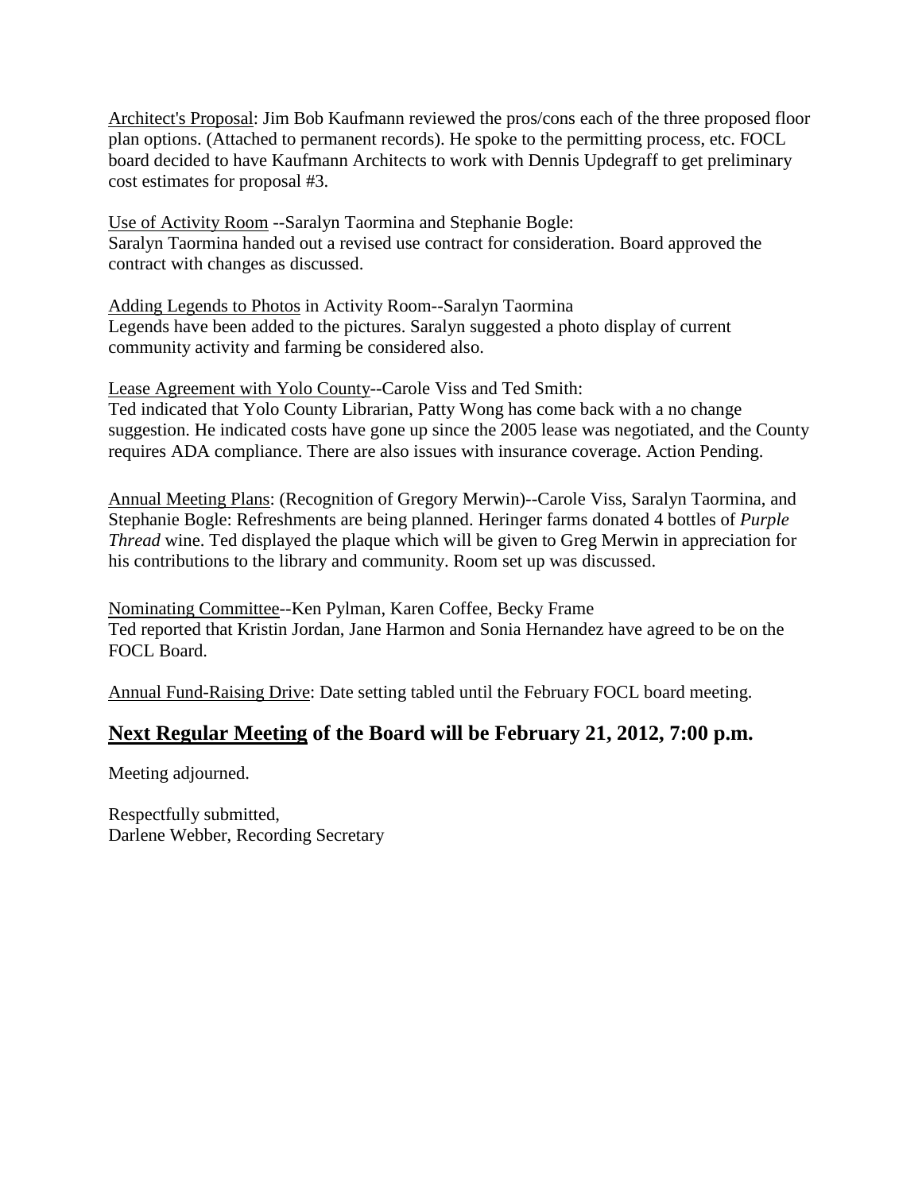<u>Architect's Proposal</u>: Jim Bob Kaufmann reviewed the pros/cons each of the three proposed floor plan options. (Attached to permanent records). He spoke to the permitting process, etc. FOCL board decided to have Kaufmann Architects to work with Dennis Updegraff to get preliminary cost estimates for proposal #3.

<u>Use of Activity Room</u> --Saralyn Taormina and Stephanie Bogle:
Saralyn Taormina handed out a revised use contract for consideration. Board approved the contract with changes as discussed.

<u>Adding Legends to Photos</u> in Activity Room--Saralyn Taormina
Legends have been added to the pictures. Saralyn suggested a photo display of current community activity and farming be considered also.

<u>Lease Agreement with Yolo County</u>--Carole Viss and Ted Smith:
Ted indicated that Yolo County Librarian, Patty Wong has come back with a no change suggestion. He indicated costs have gone up since the 2005 lease was negotiated, and the County requires ADA compliance. There are also issues with insurance coverage. Action Pending.

<u>Annual Meeting Plans</u>: (Recognition of Gregory Merwin)--Carole Viss, Saralyn Taormina, and Stephanie Bogle: Refreshments are being planned. Heringer farms donated 4 bottles of *Purple Thread* wine. Ted displayed the plaque which will be given to Greg Merwin in appreciation for his contributions to the library and community. Room set up was discussed.

<u>Nominating Committee</u>--Ken Pylman, Karen Coffee, Becky Frame
Ted reported that Kristin Jordan, Jane Harmon and Sonia Hernandez have agreed to be on the FOCL Board.

<u>Annual Fund-Raising Drive</u>: Date setting tabled until the February FOCL board meeting.

## <u>Next Regular Meeting</u> of the Board will be February 21, 2012, 7:00 p.m.

Meeting adjourned.

Respectfully submitted,
Darlene Webber, Recording Secretary